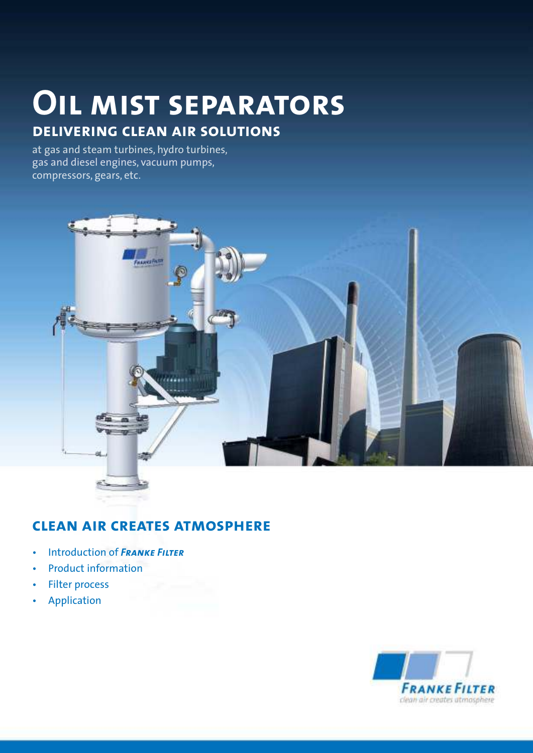# Oil mist separators

## delivering clean air solutions

at gas and steam turbines, hydro turbines, gas and diesel engines, vacuum pumps, compressors, gears, etc.

## clean air creates atmosphere

- Introduction of ***Franke Filter***
- Product information
- Filter process
- Application

**Franke Filter**
clean air creates atmosphere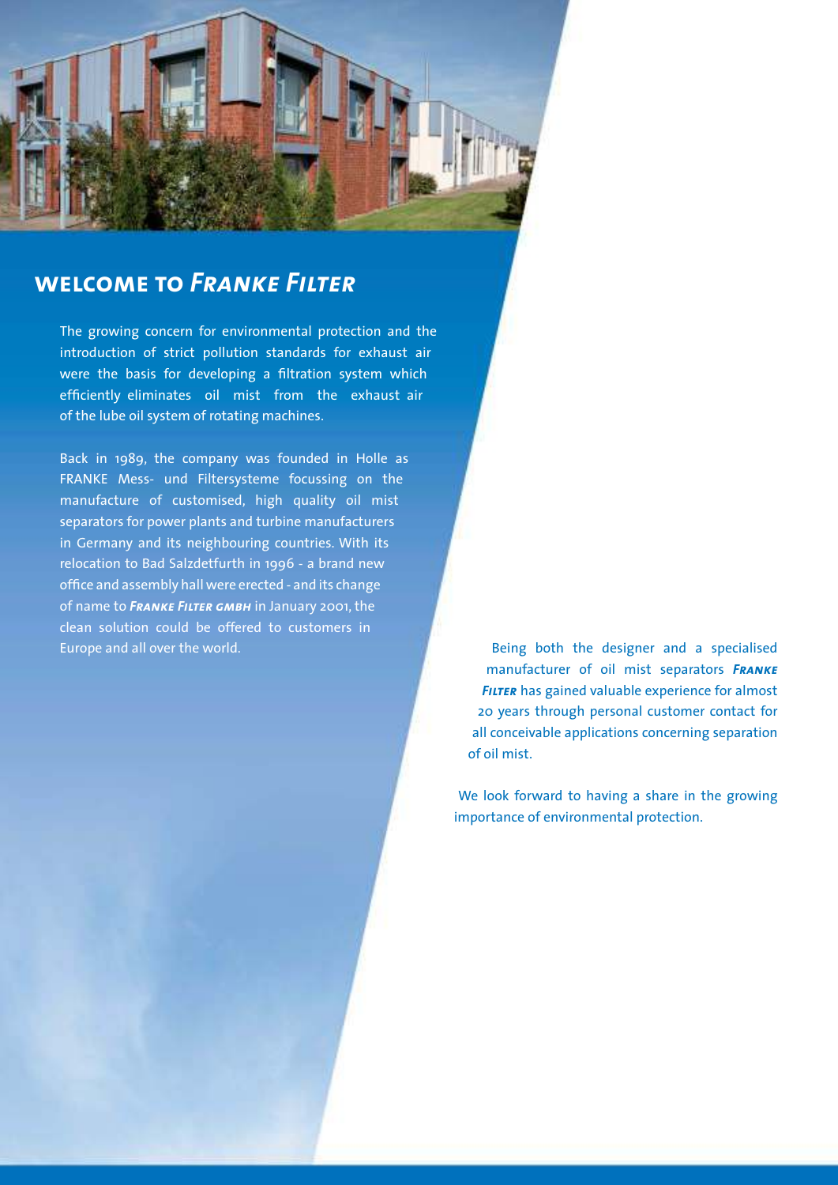## welcome to *Franke Filter*

The growing concern for environmental protection and the introduction of strict pollution standards for exhaust air were the basis for developing a filtration system which efficiently eliminates oil mist from the exhaust air of the lube oil system of rotating machines.

Back in 1989, the company was founded in Holle as FRANKE Mess- und Filtersysteme focussing on the manufacture of customised, high quality oil mist separators for power plants and turbine manufacturers in Germany and its neighbouring countries. With its relocation to Bad Salzdetfurth in 1996 - a brand new office and assembly hall were erected - and its change of name to ***Franke Filter gmbh*** in January 2001, the clean solution could be offered to customers in Europe and all over the world.

Being both the designer and a specialised manufacturer of oil mist separators ***Franke Filter*** has gained valuable experience for almost 20 years through personal customer contact for all conceivable applications concerning separation of oil mist.

We look forward to having a share in the growing importance of environmental protection.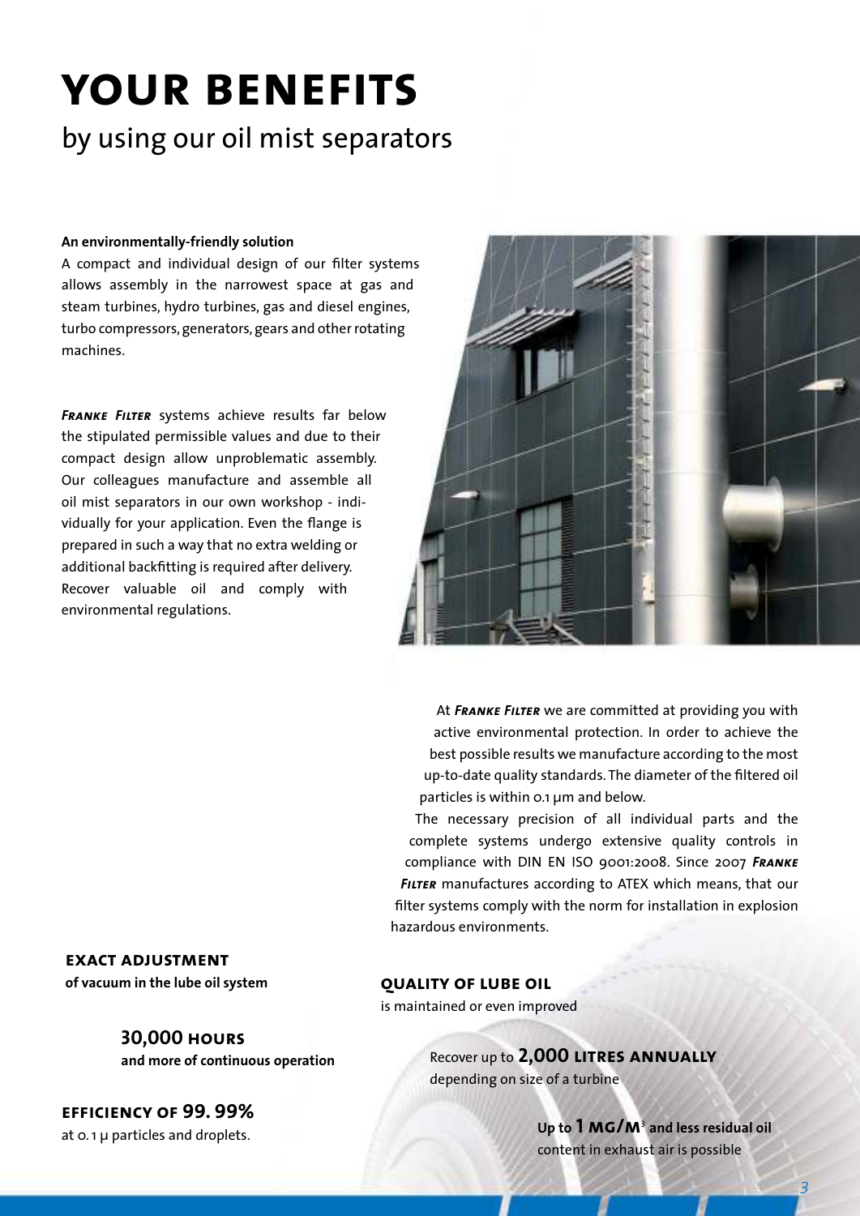# YOUR BENEFITS

## by using our oil mist separators

**An environmentally-friendly solution**

A compact and individual design of our filter systems allows assembly in the narrowest space at gas and steam turbines, hydro turbines, gas and diesel engines, turbo compressors, generators, gears and other rotating machines.

***Franke Filter*** systems achieve results far below the stipulated permissible values and due to their compact design allow unproblematic assembly. Our colleagues manufacture and assemble all oil mist separators in our own workshop - individually for your application. Even the flange is prepared in such a way that no extra welding or additional backfitting is required after delivery. Recover valuable oil and comply with environmental regulations.

At ***Franke Filter*** we are committed at providing you with active environmental protection. In order to achieve the best possible results we manufacture according to the most up-to-date quality standards. The diameter of the filtered oil particles is within 0.1 µm and below.

The necessary precision of all individual parts and the complete systems undergo extensive quality controls in compliance with DIN EN ISO 9001:2008. Since 2007 ***Franke Filter*** manufactures according to ATEX which means, that our filter systems comply with the norm for installation in explosion hazardous environments.

**EXACT ADJUSTMENT**
**of vacuum in the lube oil system**

**QUALITY OF LUBE OIL**
is maintained or even improved

**30,000 HOURS**
**and more of continuous operation**

Recover up to **2,000 LITRES ANNUALLY**
depending on size of a turbine

**EFFICIENCY OF 99. 99%**
at 0. 1 µ particles and droplets.

**Up to 1 MG/M³ and less residual oil**
content in exhaust air is possible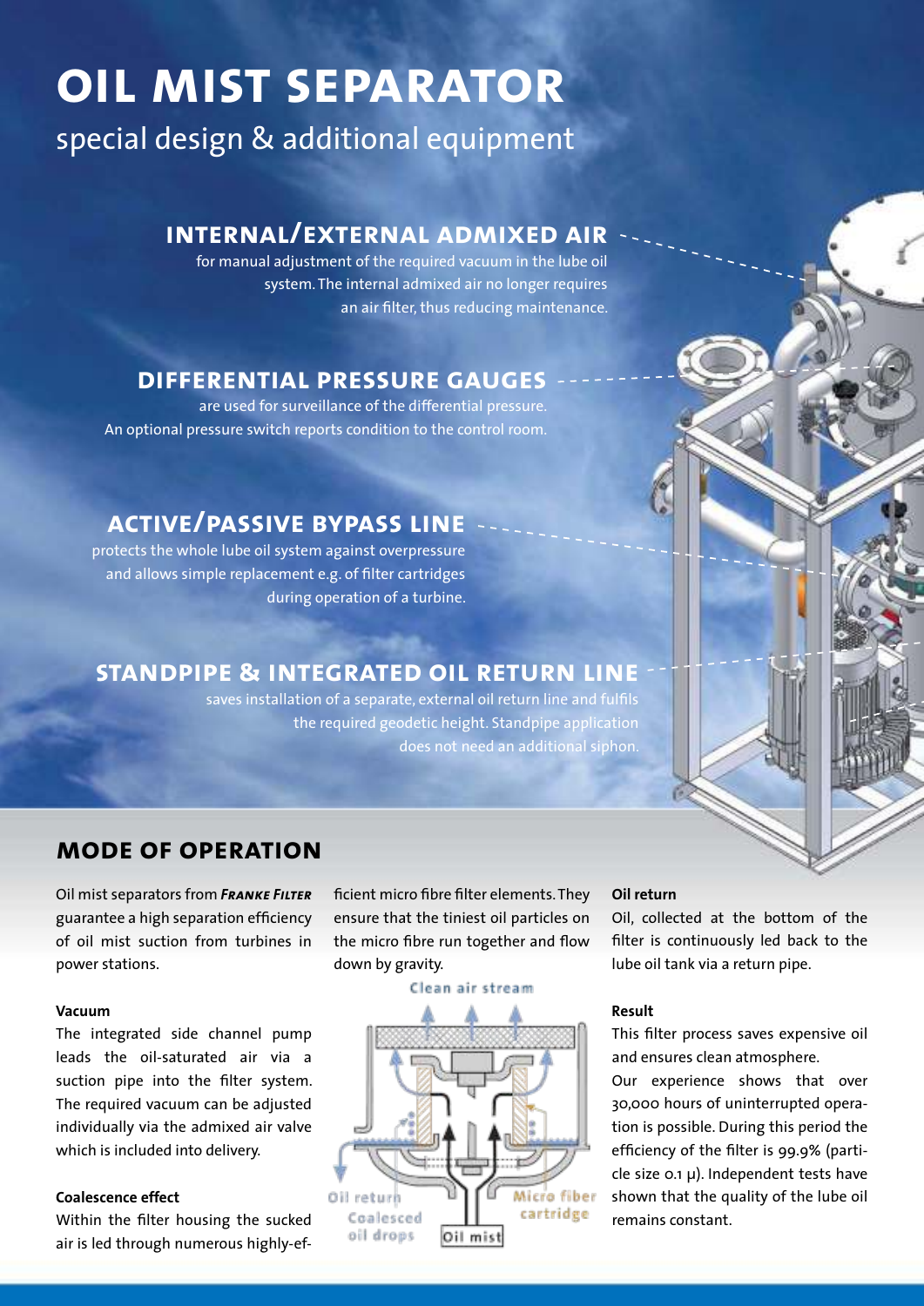# OIL MIST SEPARATOR

special design & additional equipment

## INTERNAL/EXTERNAL ADMIXED AIR

for manual adjustment of the required vacuum in the lube oil system. The internal admixed air no longer requires an air filter, thus reducing maintenance.

## DIFFERENTIAL PRESSURE GAUGES

are used for surveillance of the differential pressure. An optional pressure switch reports condition to the control room.

## ACTIVE/PASSIVE BYPASS LINE

protects the whole lube oil system against overpressure and allows simple replacement e.g. of filter cartridges during operation of a turbine.

## STANDPIPE & INTEGRATED OIL RETURN LINE

saves installation of a separate, external oil return line and fulfils the required geodetic height. Standpipe application does not need an additional siphon.

## MODE OF OPERATION

Oil mist separators from ***Franke Filter*** guarantee a high separation efficiency of oil mist suction from turbines in power stations.

**Vacuum**

The integrated side channel pump leads the oil-saturated air via a suction pipe into the filter system. The required vacuum can be adjusted individually via the admixed air valve which is included into delivery.

**Coalescence effect**

Within the filter housing the sucked air is led through numerous highly-efficient micro fibre filter elements. They ensure that the tiniest oil particles on the micro fibre run together and flow down by gravity.

Clean air stream

Oil return

Coalesced oil drops

Oil mist

Micro fiber cartridge

**Oil return**

Oil, collected at the bottom of the filter is continuously led back to the lube oil tank via a return pipe.

**Result**

This filter process saves expensive oil and ensures clean atmosphere.

Our experience shows that over 30,000 hours of uninterrupted operation is possible. During this period the efficiency of the filter is 99.9% (particle size 0.1 µ). Independent tests have shown that the quality of the lube oil remains constant.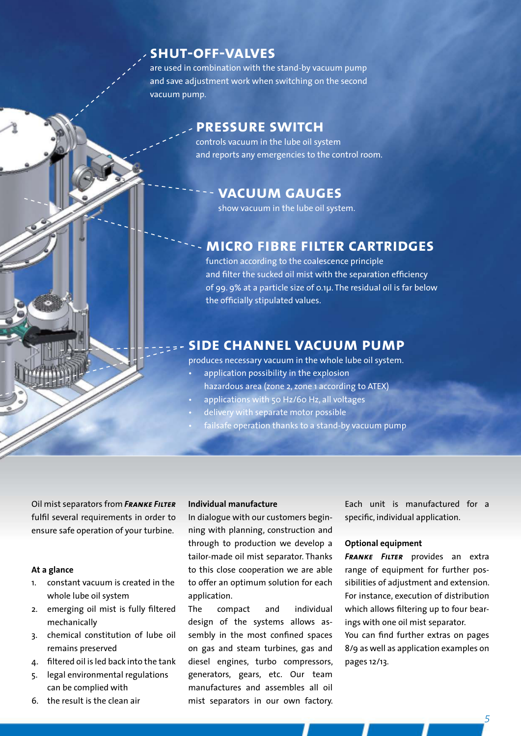## SHUT-OFF-VALVES

are used in combination with the stand-by vacuum pump and save adjustment work when switching on the second vacuum pump.

## PRESSURE SWITCH

controls vacuum in the lube oil system and reports any emergencies to the control room.

## VACUUM GAUGES

show vacuum in the lube oil system.

## MICRO FIBRE FILTER CARTRIDGES

function according to the coalescence principle and filter the sucked oil mist with the separation efficiency of 99.9% at a particle size of 0.1μ. The residual oil is far below the officially stipulated values.

## SIDE CHANNEL VACUUM PUMP

produces necessary vacuum in the whole lube oil system.

- application possibility in the explosion hazardous area (zone 2, zone 1 according to ATEX)
- applications with 50 Hz/60 Hz, all voltages
- delivery with separate motor possible
- failsafe operation thanks to a stand-by vacuum pump

Oil mist separators from ***Franke Filter*** fulfil several requirements in order to ensure safe operation of your turbine.

**At a glance**

1. constant vacuum is created in the whole lube oil system
2. emerging oil mist is fully filtered mechanically
3. chemical constitution of lube oil remains preserved
4. filtered oil is led back into the tank
5. legal environmental regulations can be complied with
6. the result is the clean air

**Individual manufacture**

In dialogue with our customers beginning with planning, construction and through to production we develop a tailor-made oil mist separator. Thanks to this close cooperation we are able to offer an optimum solution for each application.

The compact and individual design of the systems allows assembly in the most confined spaces on gas and steam turbines, gas and diesel engines, turbo compressors, generators, gears, etc. Our team manufactures and assembles all oil mist separators in our own factory. Each unit is manufactured for a specific, individual application.

**Optional equipment**

***Franke Filter*** provides an extra range of equipment for further possibilities of adjustment and extension. For instance, execution of distribution which allows filtering up to four bearings with one oil mist separator.

You can find further extras on pages 8/9 as well as application examples on pages 12/13.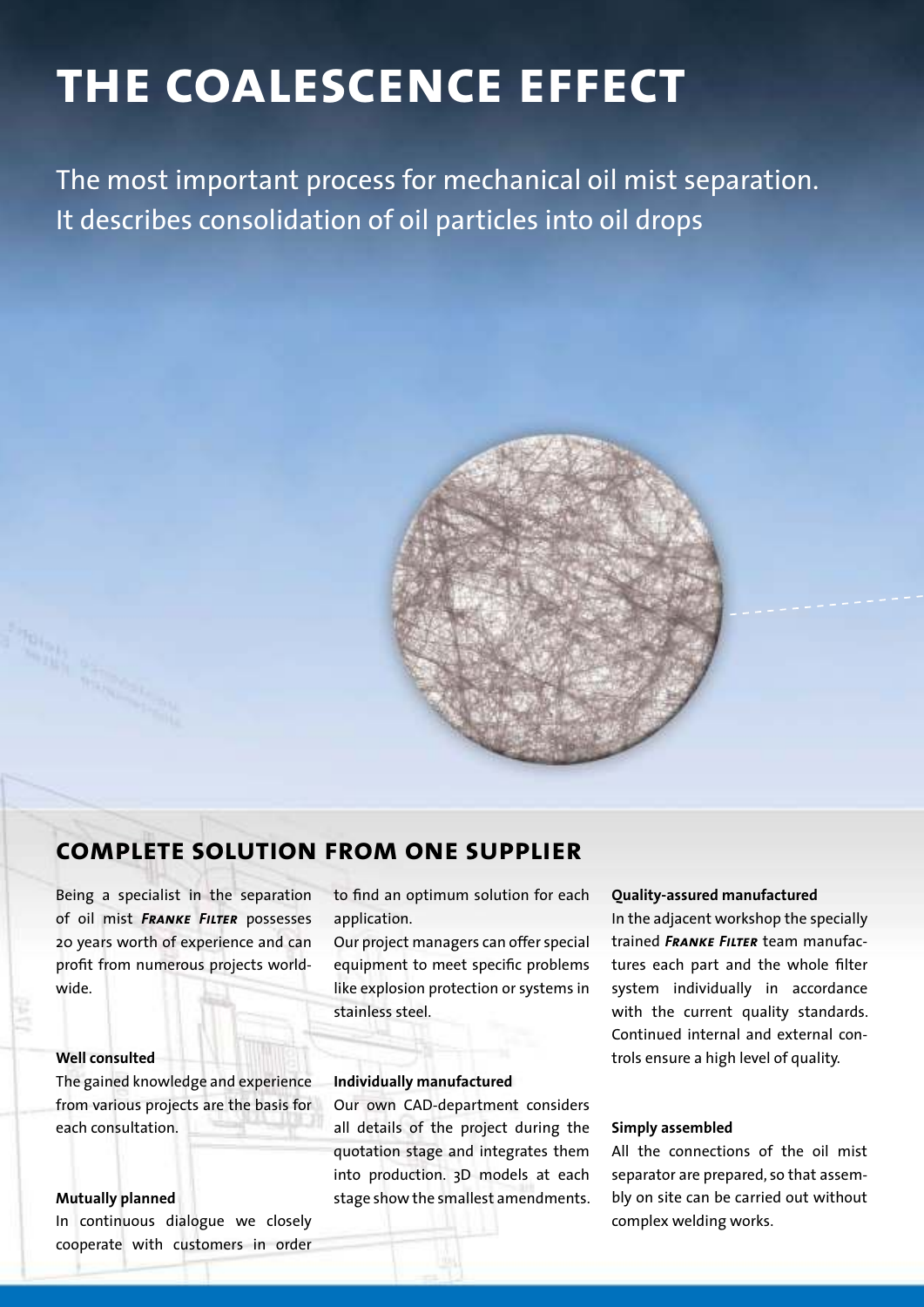# THE COALESCENCE EFFECT

The most important process for mechanical oil mist separation. It describes consolidation of oil particles into oil drops

## COMPLETE SOLUTION FROM ONE SUPPLIER

Being a specialist in the separation of oil mist ***Franke Filter*** possesses 20 years worth of experience and can profit from numerous projects worldwide.

**Well consulted**

The gained knowledge and experience from various projects are the basis for each consultation.

**Mutually planned**

In continuous dialogue we closely cooperate with customers in order to find an optimum solution for each application.

Our project managers can offer special equipment to meet specific problems like explosion protection or systems in stainless steel.

**Individually manufactured**

Our own CAD-department considers all details of the project during the quotation stage and integrates them into production. 3D models at each stage show the smallest amendments.

**Quality-assured manufactured**

In the adjacent workshop the specially trained ***Franke Filter*** team manufactures each part and the whole filter system individually in accordance with the current quality standards. Continued internal and external controls ensure a high level of quality.

**Simply assembled**

All the connections of the oil mist separator are prepared, so that assembly on site can be carried out without complex welding works.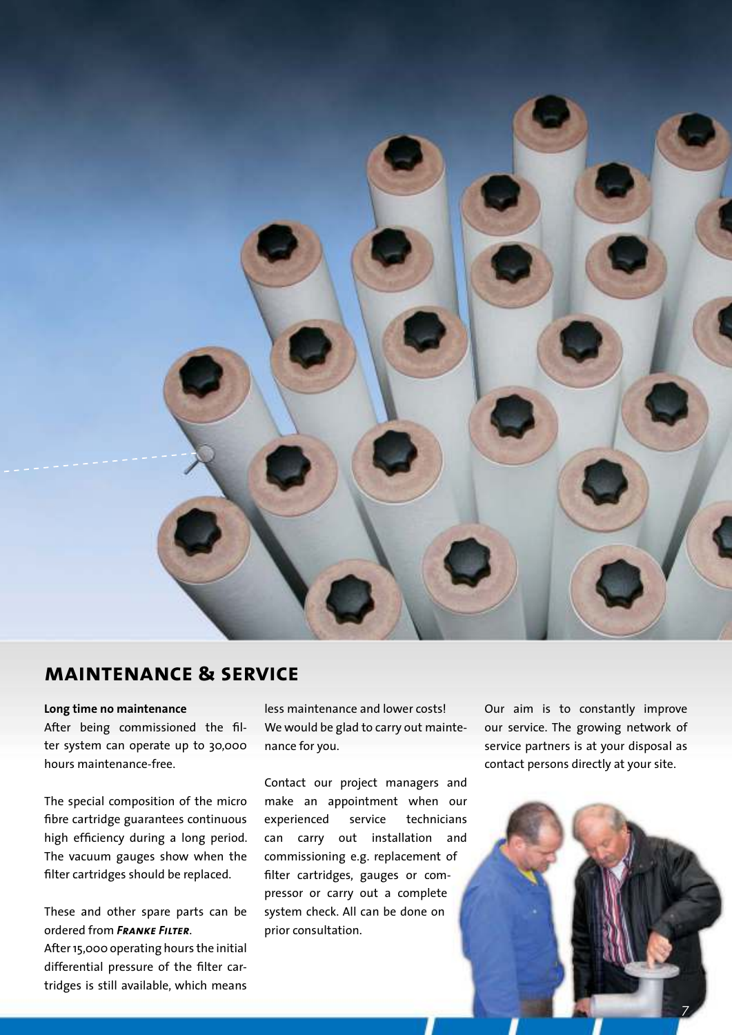## MAINTENANCE & SERVICE

**Long time no maintenance**

After being commissioned the filter system can operate up to 30,000 hours maintenance-free.

The special composition of the micro fibre cartridge guarantees continuous high efficiency during a long period. The vacuum gauges show when the filter cartridges should be replaced.

These and other spare parts can be ordered from ***Franke Filter***.

After 15,000 operating hours the initial differential pressure of the filter cartridges is still available, which means less maintenance and lower costs! We would be glad to carry out maintenance for you.

Contact our project managers and make an appointment when our experienced service technicians can carry out installation and commissioning e.g. replacement of filter cartridges, gauges or compressor or carry out a complete system check. All can be done on prior consultation.

Our aim is to constantly improve our service. The growing network of service partners is at your disposal as contact persons directly at your site.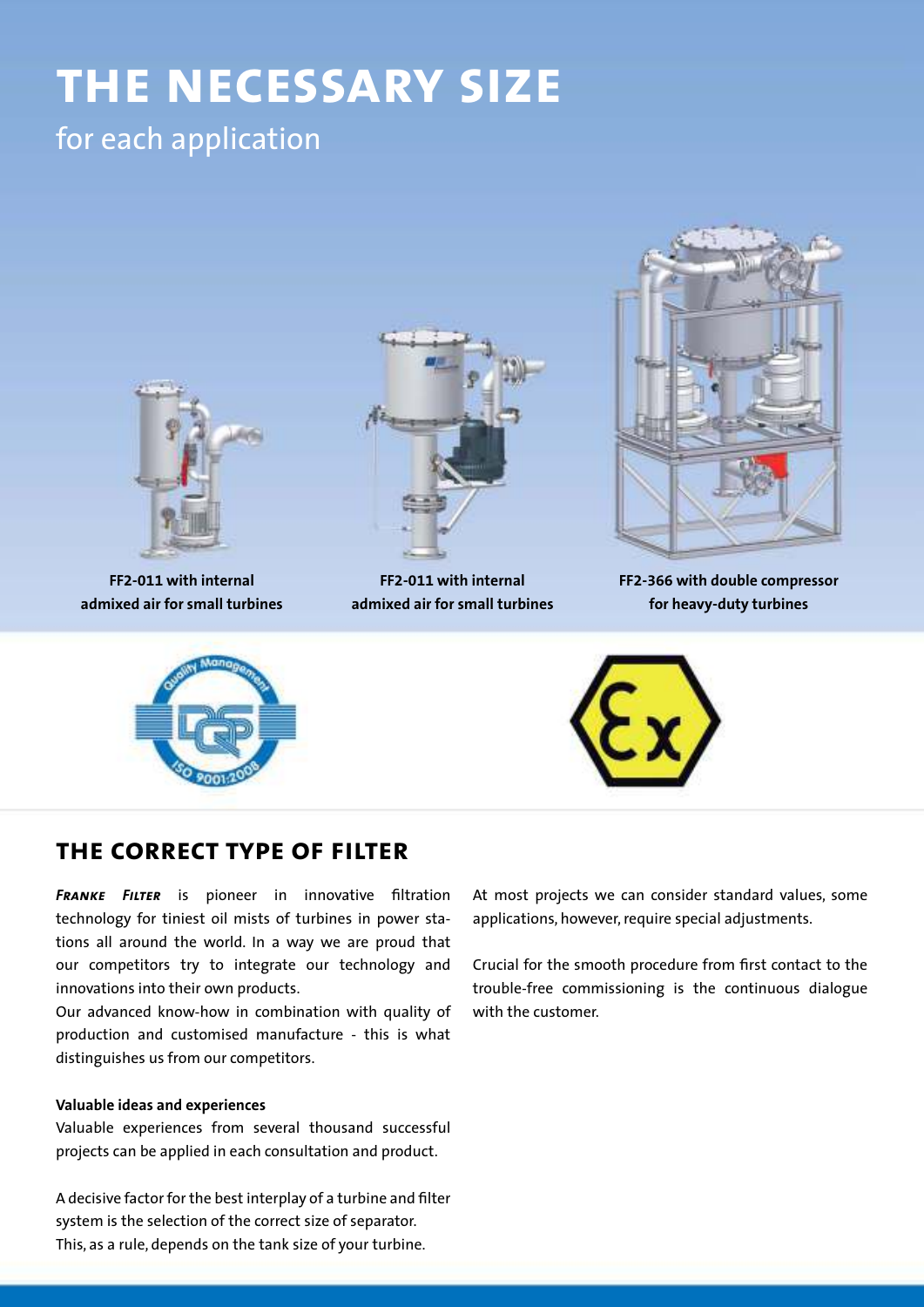# THE NECESSARY SIZE

for each application

**FF2-011 with internal admixed air for small turbines**

**FF2-011 with internal admixed air for small turbines**

**FF2-366 with double compressor for heavy-duty turbines**

## THE CORRECT TYPE OF FILTER

***Franke Filter*** is pioneer in innovative filtration technology for tiniest oil mists of turbines in power stations all around the world. In a way we are proud that our competitors try to integrate our technology and innovations into their own products.

Our advanced know-how in combination with quality of production and customised manufacture - this is what distinguishes us from our competitors.

**Valuable ideas and experiences**

Valuable experiences from several thousand successful projects can be applied in each consultation and product.

A decisive factor for the best interplay of a turbine and filter system is the selection of the correct size of separator. This, as a rule, depends on the tank size of your turbine.

At most projects we can consider standard values, some applications, however, require special adjustments.

Crucial for the smooth procedure from first contact to the trouble-free commissioning is the continuous dialogue with the customer.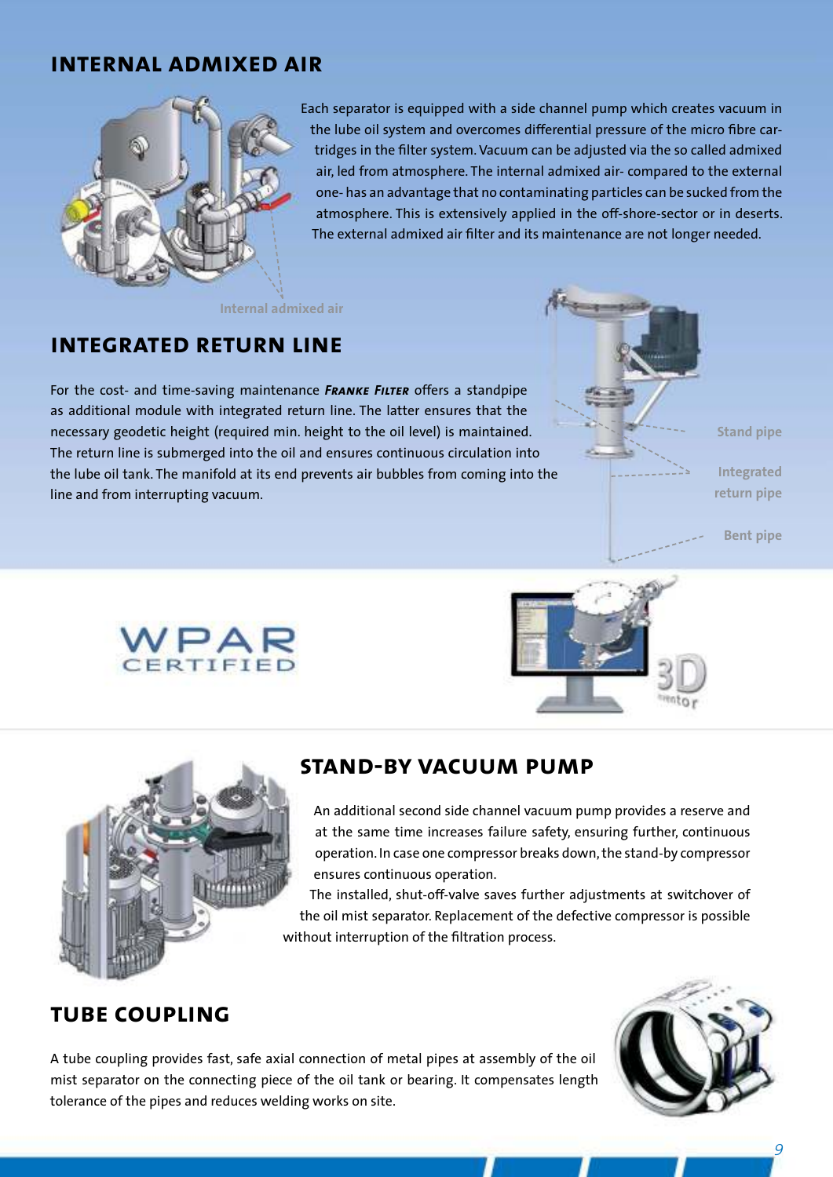## INTERNAL ADMIXED AIR

Each separator is equipped with a side channel pump which creates vacuum in the lube oil system and overcomes differential pressure of the micro fibre cartridges in the filter system. Vacuum can be adjusted via the so called admixed air, led from atmosphere. The internal admixed air- compared to the external one- has an advantage that no contaminating particles can be sucked from the atmosphere. This is extensively applied in the off-shore-sector or in deserts. The external admixed air filter and its maintenance are not longer needed.

Internal admixed air

## INTEGRATED RETURN LINE

For the cost- and time-saving maintenance ***Franke Filter*** offers a standpipe as additional module with integrated return line. The latter ensures that the necessary geodetic height (required min. height to the oil level) is maintained. The return line is submerged into the oil and ensures continuous circulation into the lube oil tank. The manifold at its end prevents air bubbles from coming into the line and from interrupting vacuum.

Stand pipe

Integrated return pipe

Bent pipe

WPAR CERTIFIED

3D Inventor

## STAND-BY VACUUM PUMP

An additional second side channel vacuum pump provides a reserve and at the same time increases failure safety, ensuring further, continuous operation. In case one compressor breaks down, the stand-by compressor ensures continuous operation.

The installed, shut-off-valve saves further adjustments at switchover of the oil mist separator. Replacement of the defective compressor is possible without interruption of the filtration process.

## TUBE COUPLING

A tube coupling provides fast, safe axial connection of metal pipes at assembly of the oil mist separator on the connecting piece of the oil tank or bearing. It compensates length tolerance of the pipes and reduces welding works on site.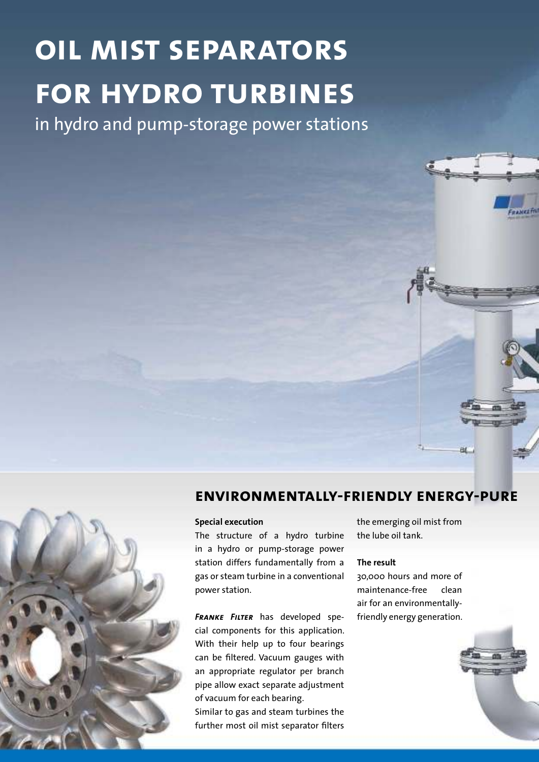# OIL MIST SEPARATORS FOR HYDRO TURBINES

in hydro and pump-storage power stations

## ENVIRONMENTALLY-FRIENDLY ENERGY-PURE

**Special execution**

The structure of a hydro turbine in a hydro or pump-storage power station differs fundamentally from a gas or steam turbine in a conventional power station.

***Franke Filter*** has developed special components for this application. With their help up to four bearings can be filtered. Vacuum gauges with an appropriate regulator per branch pipe allow exact separate adjustment of vacuum for each bearing.

Similar to gas and steam turbines the further most oil mist separator filters the emerging oil mist from the lube oil tank.

**The result**

30,000 hours and more of maintenance-free clean air for an environmentally-friendly energy generation.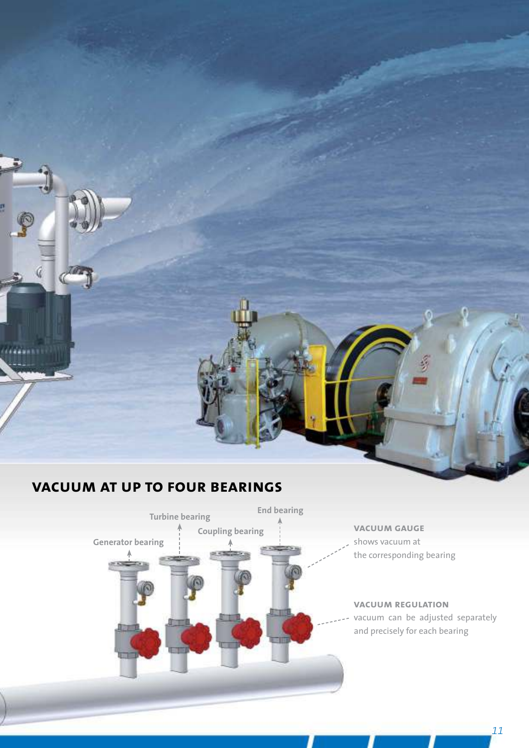## VACUUM AT UP TO FOUR BEARINGS

Turbine bearing

End bearing

Coupling bearing

Generator bearing

**VACUUM GAUGE**
shows vacuum at the corresponding bearing

**VACUUM REGULATION**
vacuum can be adjusted separately and precisely for each bearing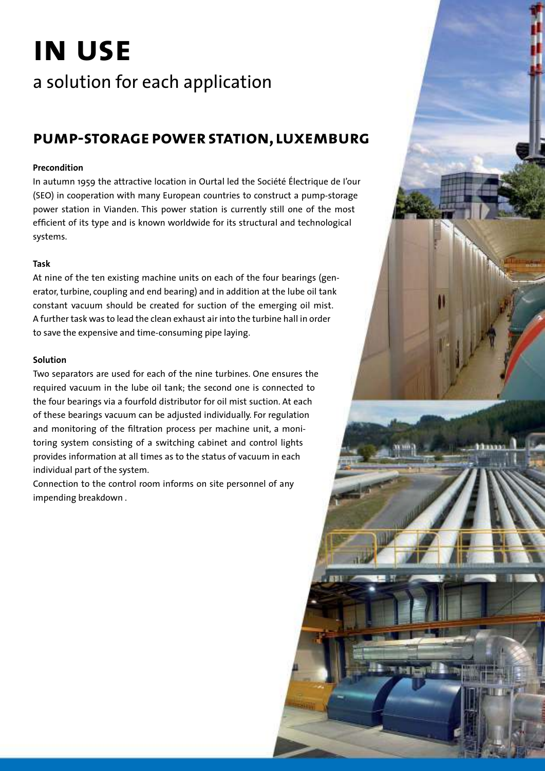# IN USE

## a solution for each application

### PUMP-STORAGE POWER STATION, LUXEMBURG

**Precondition**

In autumn 1959 the attractive location in Ourtal led the Société Électrique de l'our (SEO) in cooperation with many European countries to construct a pump-storage power station in Vianden. This power station is currently still one of the most efficient of its type and is known worldwide for its structural and technological systems.

**Task**

At nine of the ten existing machine units on each of the four bearings (generator, turbine, coupling and end bearing) and in addition at the lube oil tank constant vacuum should be created for suction of the emerging oil mist. A further task was to lead the clean exhaust air into the turbine hall in order to save the expensive and time-consuming pipe laying.

**Solution**

Two separators are used for each of the nine turbines. One ensures the required vacuum in the lube oil tank; the second one is connected to the four bearings via a fourfold distributor for oil mist suction. At each of these bearings vacuum can be adjusted individually. For regulation and monitoring of the filtration process per machine unit, a monitoring system consisting of a switching cabinet and control lights provides information at all times as to the status of vacuum in each individual part of the system.

Connection to the control room informs on site personnel of any impending breakdown .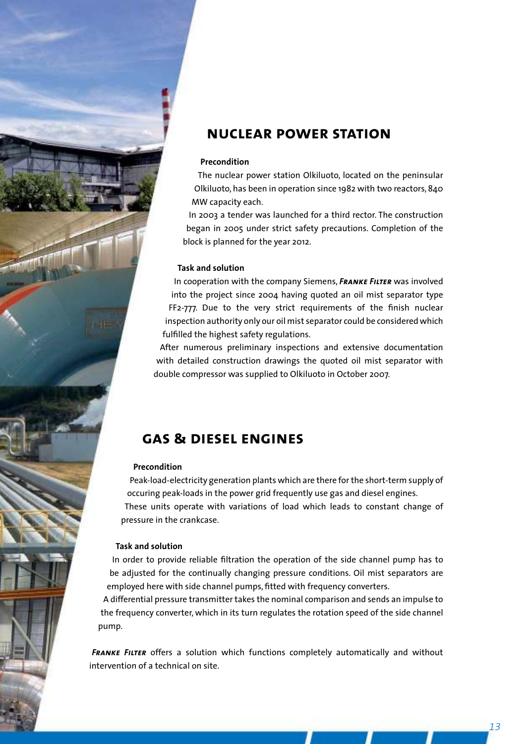## NUCLEAR POWER STATION

**Precondition**

The nuclear power station Olkiluoto, located on the peninsular Olkiluoto, has been in operation since 1982 with two reactors, 840 MW capacity each.

In 2003 a tender was launched for a third rector. The construction began in 2005 under strict safety precautions. Completion of the block is planned for the year 2012.

**Task and solution**

In cooperation with the company Siemens, ***Franke Filter*** was involved into the project since 2004 having quoted an oil mist separator type FF2-777. Due to the very strict requirements of the finish nuclear inspection authority only our oil mist separator could be considered which fulfilled the highest safety regulations.

After numerous preliminary inspections and extensive documentation with detailed construction drawings the quoted oil mist separator with double compressor was supplied to Olkiluoto in October 2007.

## GAS & DIESEL ENGINES

**Precondition**

Peak-load-electricity generation plants which are there for the short-term supply of occuring peak-loads in the power grid frequently use gas and diesel engines.

These units operate with variations of load which leads to constant change of pressure in the crankcase.

**Task and solution**

In order to provide reliable filtration the operation of the side channel pump has to be adjusted for the continually changing pressure conditions. Oil mist separators are employed here with side channel pumps, fitted with frequency converters.

A differential pressure transmitter takes the nominal comparison and sends an impulse to the frequency converter, which in its turn regulates the rotation speed of the side channel pump.

***Franke Filter*** offers a solution which functions completely automatically and without intervention of a technical on site.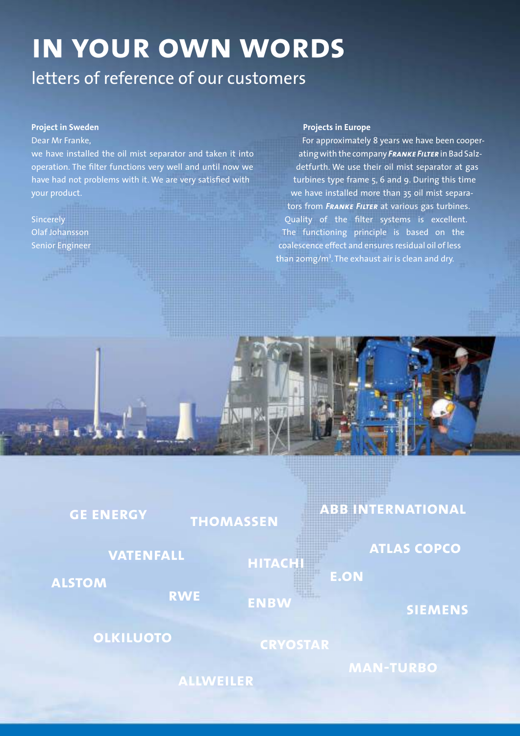# IN YOUR OWN WORDS

## letters of reference of our customers

**Project in Sweden**

Dear Mr Franke,

we have installed the oil mist separator and taken it into operation. The filter functions very well and until now we have had not problems with it. We are very satisfied with your product.

Sincerely
Olaf Johansson
Senior Engineer

**Projects in Europe**

For approximately 8 years we have been cooperating with the company ***Franke Filter*** in Bad Salzdetfurth. We use their oil mist separator at gas turbines type frame 5, 6 and 9. During this time we have installed more than 35 oil mist separators from ***Franke Filter*** at various gas turbines. Quality of the filter systems is excellent. The functioning principle is based on the coalescence effect and ensures residual oil of less than 20mg/m$^3$. The exhaust air is clean and dry.

GE ENERGY

THOMASSEN

ABB INTERNATIONAL

VATENFALL

HITACHI

ATLAS COPCO

ALSTOM

E.ON

RWE

ENBW

SIEMENS

OLKILUOTO

CRYOSTAR

MAN-TURBO

ALLWEILER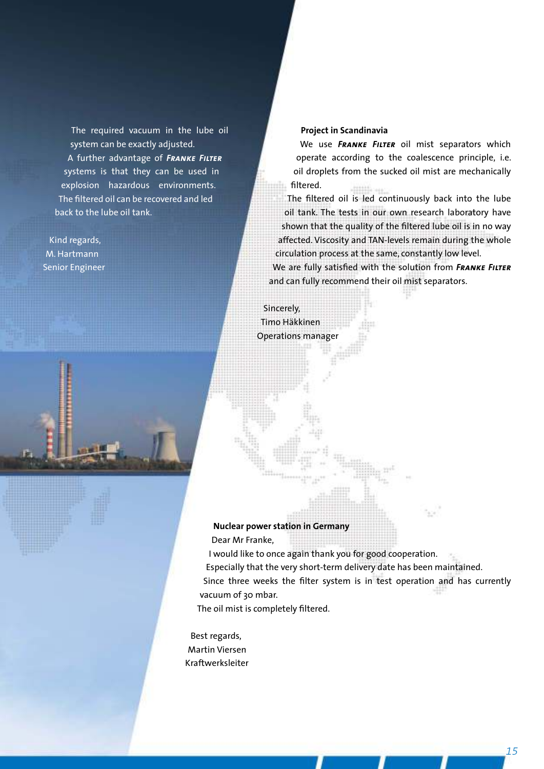The required vacuum in the lube oil system can be exactly adjusted.

A further advantage of ***Franke Filter*** systems is that they can be used in explosion hazardous environments. The filtered oil can be recovered and led back to the lube oil tank.

Kind regards,
M. Hartmann
Senior Engineer

**Project in Scandinavia**

We use ***Franke Filter*** oil mist separators which operate according to the coalescence principle, i.e. oil droplets from the sucked oil mist are mechanically filtered.

The filtered oil is led continuously back into the lube oil tank. The tests in our own research laboratory have shown that the quality of the filtered lube oil is in no way affected. Viscosity and TAN-levels remain during the whole circulation process at the same, constantly low level.

We are fully satisfied with the solution from ***Franke Filter*** and can fully recommend their oil mist separators.

Sincerely,
Timo Häkkinen
Operations manager

**Nuclear power station in Germany**

Dear Mr Franke,

I would like to once again thank you for good cooperation.

Especially that the very short-term delivery date has been maintained.

Since three weeks the filter system is in test operation and has currently vacuum of 30 mbar.

The oil mist is completely filtered.

Best regards,
Martin Viersen
Kraftwerksleiter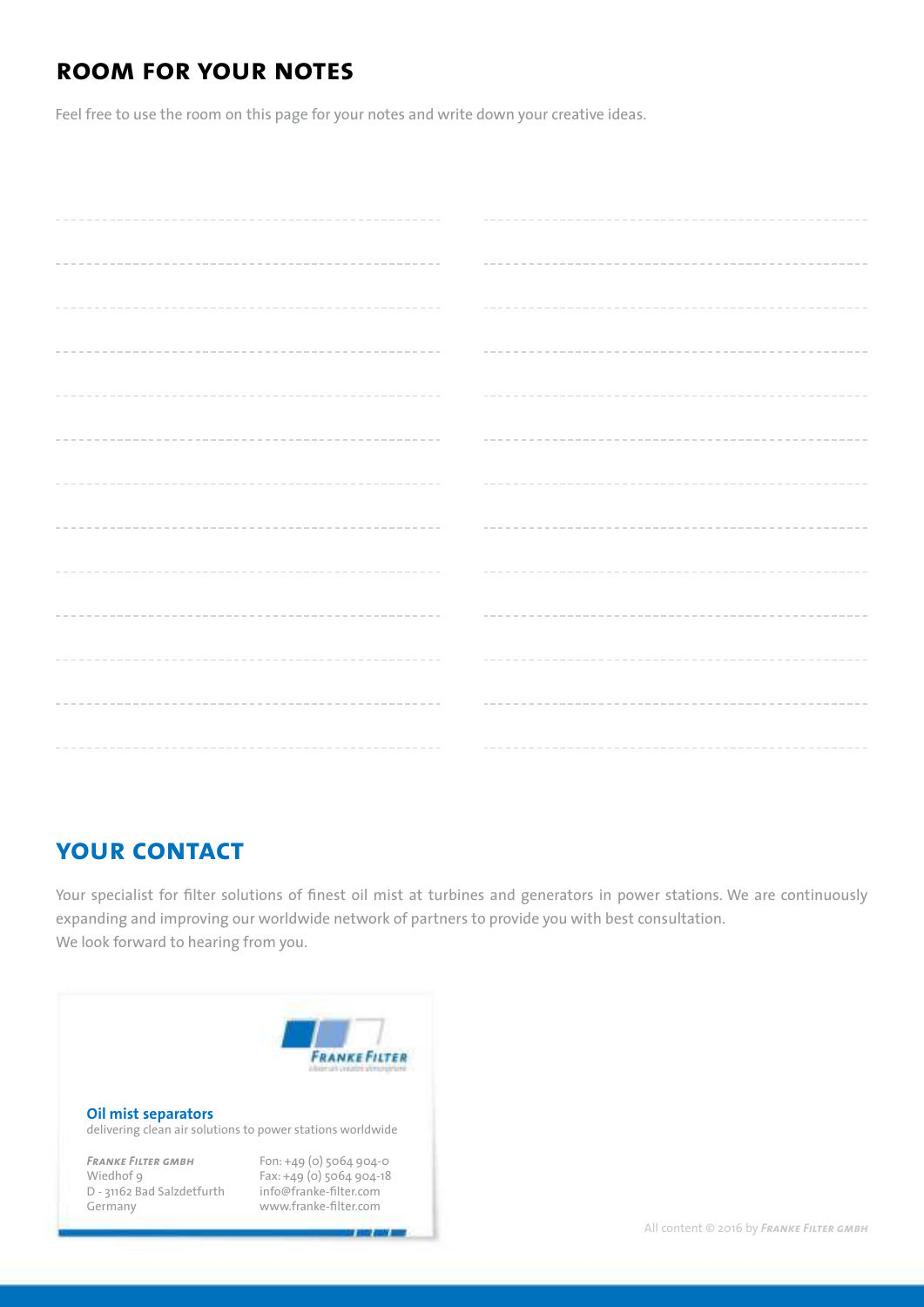## ROOM FOR YOUR NOTES

Feel free to use the room on this page for your notes and write down your creative ideas.

## YOUR CONTACT

Your specialist for filter solutions of finest oil mist at turbines and generators in power stations. We are continuously expanding and improving our worldwide network of partners to provide you with best consultation.
We look forward to hearing from you.

FRANKE FILTER
clean air creates atmosphere

**Oil mist separators**
delivering clean air solutions to power stations worldwide

*FRANKE FILTER GMBH*
Wiedhof 9
D - 31162 Bad Salzdetfurth
Germany

Fon: +49 (0) 5064 904-0
Fax: +49 (0) 5064 904-18
info@franke-filter.com
www.franke-filter.com

All content © 2016 by *FRANKE FILTER GMBH*